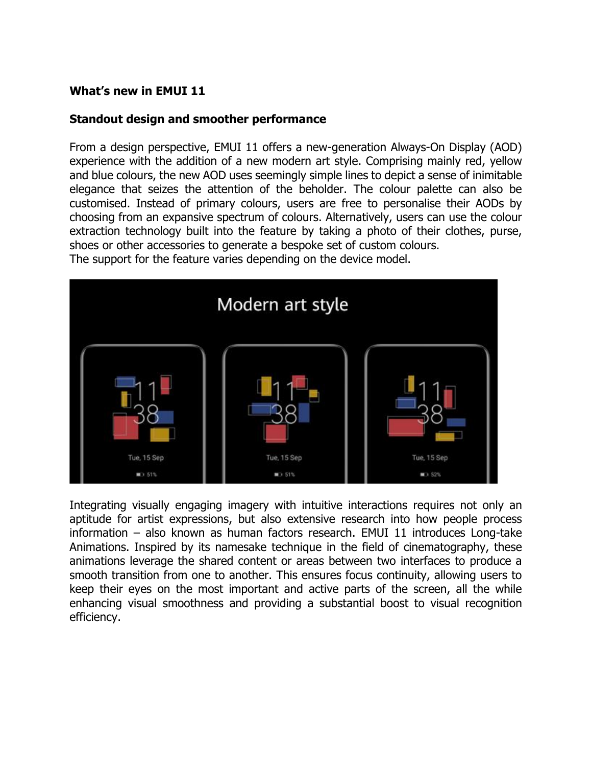**What's new in EMUI 11**

**Standout design and smoother performance**

From a design perspective, EMUI 11 offers a new-generation Always-On Display (AOD) experience with the addition of a new modern art style. Comprising mainly red, yellow and blue colours, the new AOD uses seemingly simple lines to depict a sense of inimitable elegance that seizes the attention of the beholder. The colour palette can also be customised. Instead of primary colours, users are free to personalise their AODs by choosing from an expansive spectrum of colours. Alternatively, users can use the colour extraction technology built into the feature by taking a photo of their clothes, purse, shoes or other accessories to generate a bespoke set of custom colours.
The support for the feature varies depending on the device model.

Integrating visually engaging imagery with intuitive interactions requires not only an aptitude for artist expressions, but also extensive research into how people process information – also known as human factors research. EMUI 11 introduces Long-take Animations. Inspired by its namesake technique in the field of cinematography, these animations leverage the shared content or areas between two interfaces to produce a smooth transition from one to another. This ensures focus continuity, allowing users to keep their eyes on the most important and active parts of the screen, all the while enhancing visual smoothness and providing a substantial boost to visual recognition efficiency.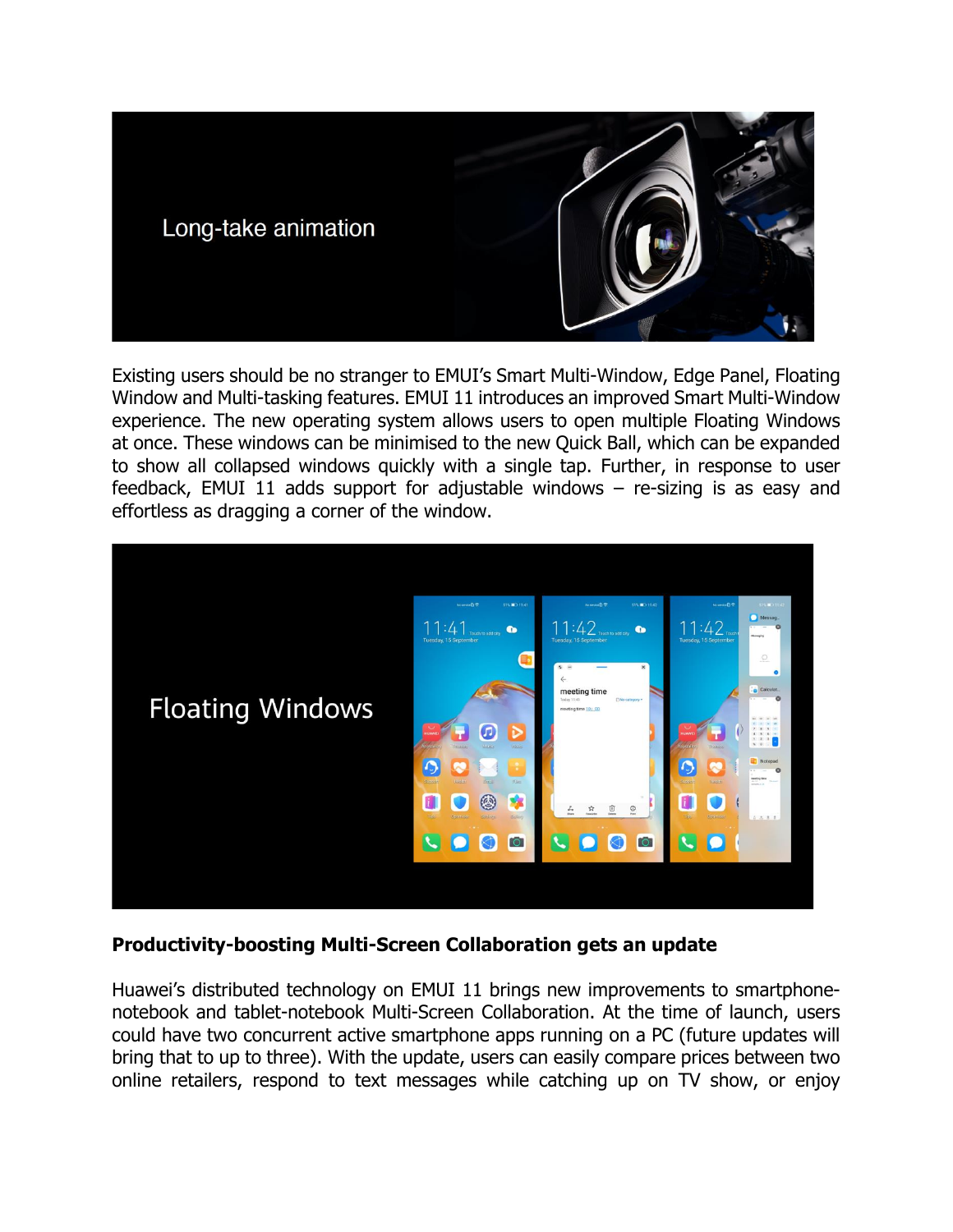Existing users should be no stranger to EMUI's Smart Multi-Window, Edge Panel, Floating Window and Multi-tasking features. EMUI 11 introduces an improved Smart Multi-Window experience. The new operating system allows users to open multiple Floating Windows at once. These windows can be minimised to the new Quick Ball, which can be expanded to show all collapsed windows quickly with a single tap. Further, in response to user feedback, EMUI 11 adds support for adjustable windows – re-sizing is as easy and effortless as dragging a corner of the window.

**Productivity-boosting Multi-Screen Collaboration gets an update**

Huawei's distributed technology on EMUI 11 brings new improvements to smartphone-notebook and tablet-notebook Multi-Screen Collaboration. At the time of launch, users could have two concurrent active smartphone apps running on a PC (future updates will bring that to up to three). With the update, users can easily compare prices between two online retailers, respond to text messages while catching up on TV show, or enjoy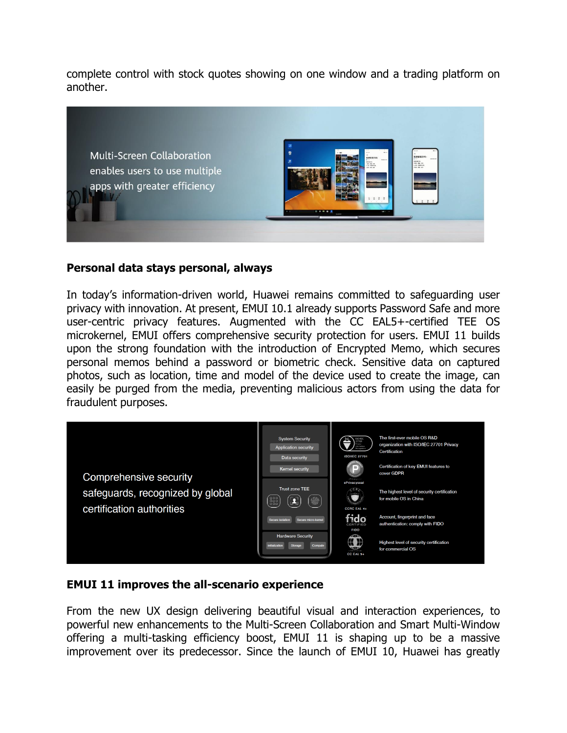complete control with stock quotes showing on one window and a trading platform on another.

## Personal data stays personal, always

In today's information-driven world, Huawei remains committed to safeguarding user privacy with innovation. At present, EMUI 10.1 already supports Password Safe and more user-centric privacy features. Augmented with the CC EAL5+-certified TEE OS microkernel, EMUI offers comprehensive security protection for users. EMUI 11 builds upon the strong foundation with the introduction of Encrypted Memo, which secures personal memos behind a password or biometric check. Sensitive data on captured photos, such as location, time and model of the device used to create the image, can easily be purged from the media, preventing malicious actors from using the data for fraudulent purposes.

## EMUI 11 improves the all-scenario experience

From the new UX design delivering beautiful visual and interaction experiences, to powerful new enhancements to the Multi-Screen Collaboration and Smart Multi-Window offering a multi-tasking efficiency boost, EMUI 11 is shaping up to be a massive improvement over its predecessor. Since the launch of EMUI 10, Huawei has greatly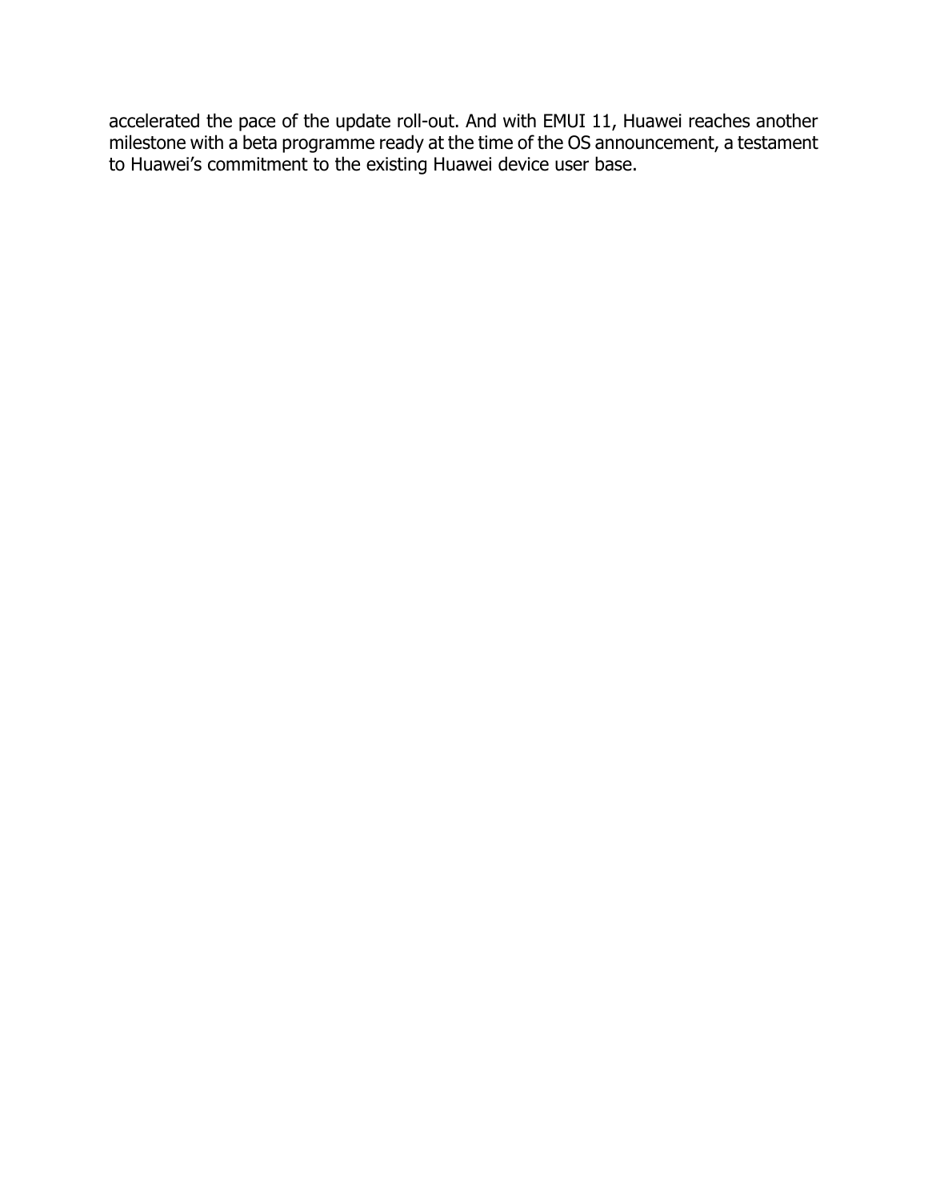accelerated the pace of the update roll-out. And with EMUI 11, Huawei reaches another milestone with a beta programme ready at the time of the OS announcement, a testament to Huawei's commitment to the existing Huawei device user base.